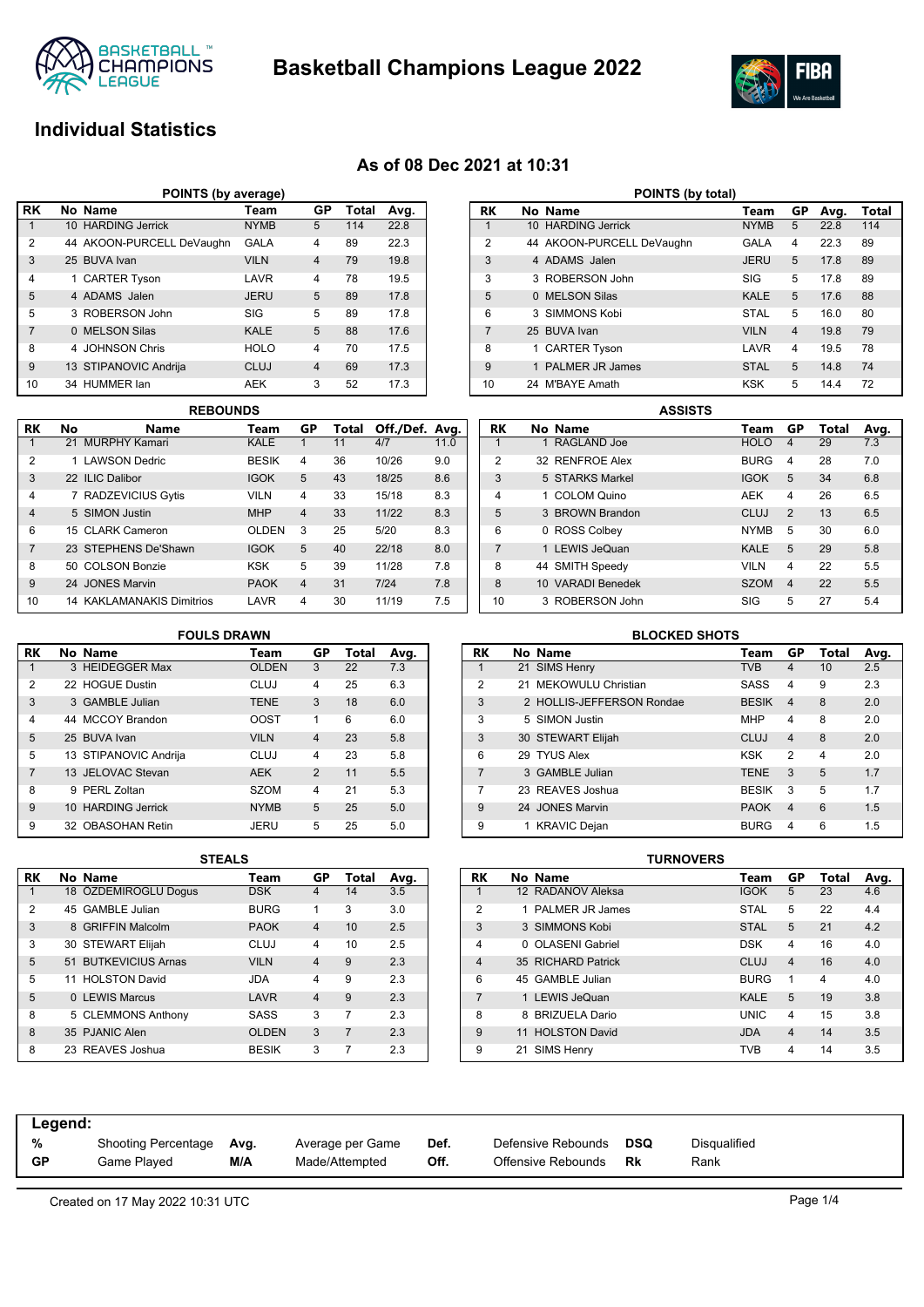# Basketball Champions League 2022

## Individual Statistics

### As of 08 Dec 2021 at 10:31

#### POINTS (by average)

| RK | No | Name | Team | GP | Total | Avg. |
|---|---|---|---|---|---|---|
| 1 | 10 | HARDING Jerrick | NYMB | 5 | 114 | 22.8 |
| 2 | 44 | AKOON-PURCELL DeVaughn | GALA | 4 | 89 | 22.3 |
| 3 | 25 | BUVA Ivan | VILN | 4 | 79 | 19.8 |
| 4 | 1 | CARTER Tyson | LAVR | 4 | 78 | 19.5 |
| 5 | 4 | ADAMS Jalen | JERU | 5 | 89 | 17.8 |
| 5 | 3 | ROBERSON John | SIG | 5 | 89 | 17.8 |
| 7 | 0 | MELSON Silas | KALE | 5 | 88 | 17.6 |
| 8 | 4 | JOHNSON Chris | HOLO | 4 | 70 | 17.5 |
| 9 | 13 | STIPANOVIC Andrija | CLUJ | 4 | 69 | 17.3 |
| 10 | 34 | HUMMER Ian | AEK | 3 | 52 | 17.3 |

#### POINTS (by total)

| RK | No | Name | Team | GP | Avg. | Total |
|---|---|---|---|---|---|---|
| 1 | 10 | HARDING Jerrick | NYMB | 5 | 22.8 | 114 |
| 2 | 44 | AKOON-PURCELL DeVaughn | GALA | 4 | 22.3 | 89 |
| 3 | 4 | ADAMS Jalen | JERU | 5 | 17.8 | 89 |
| 3 | 3 | ROBERSON John | SIG | 5 | 17.8 | 89 |
| 5 | 0 | MELSON Silas | KALE | 5 | 17.6 | 88 |
| 6 | 3 | SIMMONS Kobi | STAL | 5 | 16.0 | 80 |
| 7 | 25 | BUVA Ivan | VILN | 4 | 19.8 | 79 |
| 8 | 1 | CARTER Tyson | LAVR | 4 | 19.5 | 78 |
| 9 | 1 | PALMER JR James | STAL | 5 | 14.8 | 74 |
| 10 | 24 | M'BAYE Amath | KSK | 5 | 14.4 | 72 |

#### REBOUNDS

| RK | No | Name | Team | GP | Total | Off./Def. | Avg. |
|---|---|---|---|---|---|---|---|
| 1 | 21 | MURPHY Kamari | KALE | 1 | 11 | 4/7 | 11.0 |
| 2 | 1 | LAWSON Dedric | BESIK | 4 | 36 | 10/26 | 9.0 |
| 3 | 22 | ILIC Dalibor | IGOK | 5 | 43 | 18/25 | 8.6 |
| 4 | 7 | RADZEVICIUS Gytis | VILN | 4 | 33 | 15/18 | 8.3 |
| 4 | 5 | SIMON Justin | MHP | 4 | 33 | 11/22 | 8.3 |
| 6 | 15 | CLARK Cameron | OLDEN | 3 | 25 | 5/20 | 8.3 |
| 7 | 23 | STEPHENS De'Shawn | IGOK | 5 | 40 | 22/18 | 8.0 |
| 8 | 50 | COLSON Bonzie | KSK | 5 | 39 | 11/28 | 7.8 |
| 9 | 24 | JONES Marvin | PAOK | 4 | 31 | 7/24 | 7.8 |
| 10 | 14 | KAKLAMANAKIS Dimitrios | LAVR | 4 | 30 | 11/19 | 7.5 |

#### ASSISTS

| RK | No | Name | Team | GP | Total | Avg. |
|---|---|---|---|---|---|---|
| 1 | 1 | RAGLAND Joe | HOLO | 4 | 29 | 7.3 |
| 2 | 32 | RENFROE Alex | BURG | 4 | 28 | 7.0 |
| 3 | 5 | STARKS Markel | IGOK | 5 | 34 | 6.8 |
| 4 | 1 | COLOM Quino | AEK | 4 | 26 | 6.5 |
| 5 | 3 | BROWN Brandon | CLUJ | 2 | 13 | 6.5 |
| 6 | 0 | ROSS Colbey | NYMB | 5 | 30 | 6.0 |
| 7 | 1 | LEWIS JeQuan | KALE | 5 | 29 | 5.8 |
| 8 | 44 | SMITH Speedy | VILN | 4 | 22 | 5.5 |
| 8 | 10 | VARADI Benedek | SZOM | 4 | 22 | 5.5 |
| 10 | 3 | ROBERSON John | SIG | 5 | 27 | 5.4 |

#### FOULS DRAWN

| RK | No | Name | Team | GP | Total | Avg. |
|---|---|---|---|---|---|---|
| 1 | 3 | HEIDEGGER Max | OLDEN | 3 | 22 | 7.3 |
| 2 | 22 | HOGUE Dustin | CLUJ | 4 | 25 | 6.3 |
| 3 | 3 | GAMBLE Julian | TENE | 3 | 18 | 6.0 |
| 4 | 44 | MCCOY Brandon | OOST | 1 | 6 | 6.0 |
| 5 | 25 | BUVA Ivan | VILN | 4 | 23 | 5.8 |
| 5 | 13 | STIPANOVIC Andrija | CLUJ | 4 | 23 | 5.8 |
| 7 | 13 | JELOVAC Stevan | AEK | 2 | 11 | 5.5 |
| 8 | 9 | PERL Zoltan | SZOM | 4 | 21 | 5.3 |
| 9 | 10 | HARDING Jerrick | NYMB | 5 | 25 | 5.0 |
| 9 | 32 | OBASOHAN Retin | JERU | 5 | 25 | 5.0 |

#### BLOCKED SHOTS

| RK | No | Name | Team | GP | Total | Avg. |
|---|---|---|---|---|---|---|
| 1 | 21 | SIMS Henry | TVB | 4 | 10 | 2.5 |
| 2 | 21 | MEKOWULU Christian | SASS | 4 | 9 | 2.3 |
| 3 | 2 | HOLLIS-JEFFERSON Rondae | BESIK | 4 | 8 | 2.0 |
| 3 | 5 | SIMON Justin | MHP | 4 | 8 | 2.0 |
| 3 | 30 | STEWART Elijah | CLUJ | 4 | 8 | 2.0 |
| 6 | 29 | TYUS Alex | KSK | 2 | 4 | 2.0 |
| 7 | 3 | GAMBLE Julian | TENE | 3 | 5 | 1.7 |
| 7 | 23 | REAVES Joshua | BESIK | 3 | 5 | 1.7 |
| 9 | 24 | JONES Marvin | PAOK | 4 | 6 | 1.5 |
| 9 | 1 | KRAVIC Dejan | BURG | 4 | 6 | 1.5 |

#### STEALS

| RK | No | Name | Team | GP | Total | Avg. |
|---|---|---|---|---|---|---|
| 1 | 18 | ÖZDEMIROGLU Dogus | DSK | 4 | 14 | 3.5 |
| 2 | 45 | GAMBLE Julian | BURG | 1 | 3 | 3.0 |
| 3 | 8 | GRIFFIN Malcolm | PAOK | 4 | 10 | 2.5 |
| 3 | 30 | STEWART Elijah | CLUJ | 4 | 10 | 2.5 |
| 5 | 51 | BUTKEVICIUS Arnas | VILN | 4 | 9 | 2.3 |
| 5 | 11 | HOLSTON David | JDA | 4 | 9 | 2.3 |
| 5 | 0 | LEWIS Marcus | LAVR | 4 | 9 | 2.3 |
| 8 | 5 | CLEMMONS Anthony | SASS | 3 | 7 | 2.3 |
| 8 | 35 | PJANIC Alen | OLDEN | 3 | 7 | 2.3 |
| 8 | 23 | REAVES Joshua | BESIK | 3 | 7 | 2.3 |

#### TURNOVERS

| RK | No | Name | Team | GP | Total | Avg. |
|---|---|---|---|---|---|---|
| 1 | 12 | RADANOV Aleksa | IGOK | 5 | 23 | 4.6 |
| 2 | 1 | PALMER JR James | STAL | 5 | 22 | 4.4 |
| 3 | 3 | SIMMONS Kobi | STAL | 5 | 21 | 4.2 |
| 4 | 0 | OLASENI Gabriel | DSK | 4 | 16 | 4.0 |
| 4 | 35 | RICHARD Patrick | CLUJ | 4 | 16 | 4.0 |
| 6 | 45 | GAMBLE Julian | BURG | 1 | 4 | 4.0 |
| 7 | 1 | LEWIS JeQuan | KALE | 5 | 19 | 3.8 |
| 8 | 8 | BRIZUELA Dario | UNIC | 4 | 15 | 3.8 |
| 9 | 11 | HOLSTON David | JDA | 4 | 14 | 3.5 |
| 9 | 21 | SIMS Henry | TVB | 4 | 14 | 3.5 |

**Legend:**

| | | | | | | | |
|---|---|---|---|---|---|---|---|
| % | Shooting Percentage | Avg. | Average per Game | Def. | Defensive Rebounds | DSQ | Disqualified |
| GP | Game Played | M/A | Made/Attempted | Off. | Offensive Rebounds | Rk | Rank |

Created on 17 May 2022 10:31 UTC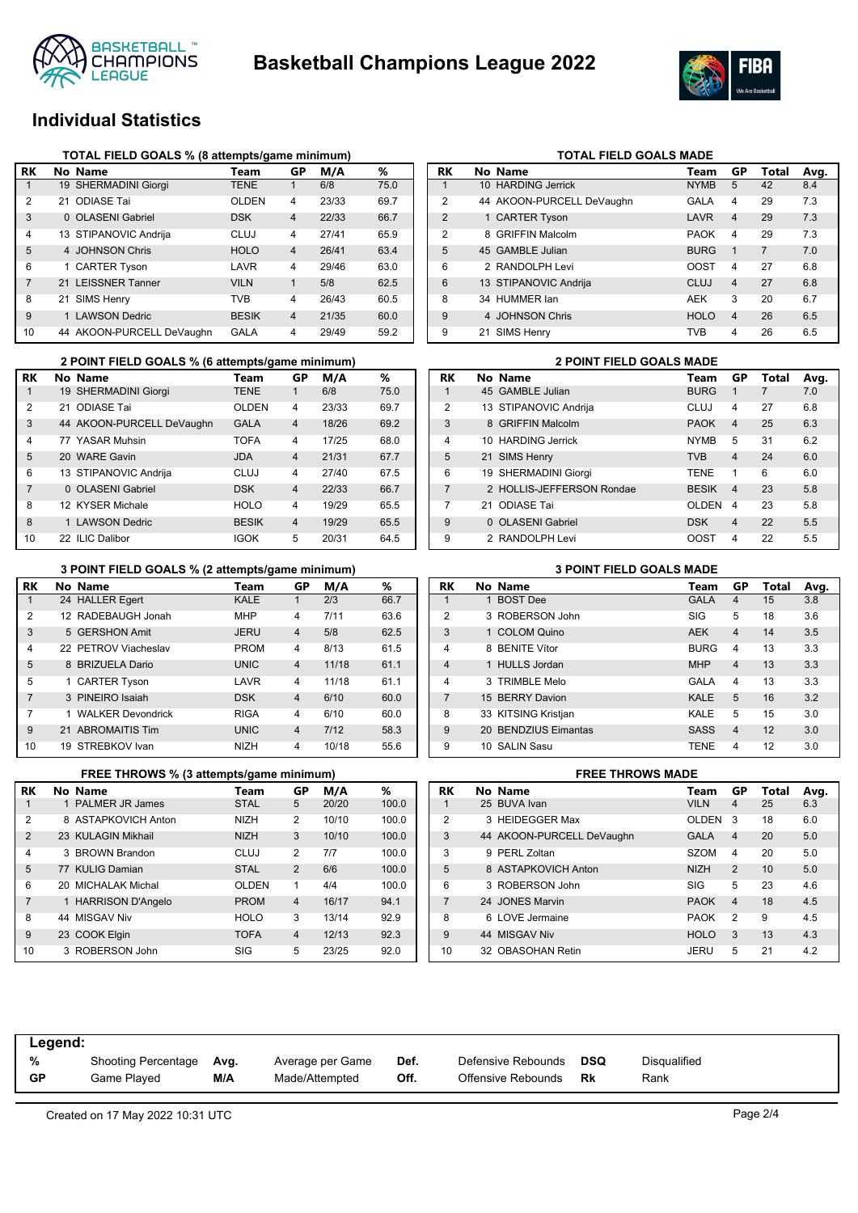# Basketball Champions League 2022

## Individual Statistics

### TOTAL FIELD GOALS % (8 attempts/game minimum)

| RK | No | Name | Team | GP | M/A | % |
|---|---|---|---|---|---|---|
| 1 | 19 | SHERMADINI Giorgi | TENE | 1 | 6/8 | 75.0 |
| 2 | 21 | ODIASE Tai | OLDEN | 4 | 23/33 | 69.7 |
| 3 | 0 | OLASENI Gabriel | DSK | 4 | 22/33 | 66.7 |
| 4 | 13 | STIPANOVIC Andrija | CLUJ | 4 | 27/41 | 65.9 |
| 5 | 4 | JOHNSON Chris | HOLO | 4 | 26/41 | 63.4 |
| 6 | 1 | CARTER Tyson | LAVR | 4 | 29/46 | 63.0 |
| 7 | 21 | LEISSNER Tanner | VILN | 1 | 5/8 | 62.5 |
| 8 | 21 | SIMS Henry | TVB | 4 | 26/43 | 60.5 |
| 9 | 1 | LAWSON Dedric | BESIK | 4 | 21/35 | 60.0 |
| 10 | 44 | AKOON-PURCELL DeVaughn | GALA | 4 | 29/49 | 59.2 |

### TOTAL FIELD GOALS MADE

| RK | No | Name | Team | GP | Total | Avg. |
|---|---|---|---|---|---|---|
| 1 | 10 | HARDING Jerrick | NYMB | 5 | 42 | 8.4 |
| 2 | 44 | AKOON-PURCELL DeVaughn | GALA | 4 | 29 | 7.3 |
| 2 | 1 | CARTER Tyson | LAVR | 4 | 29 | 7.3 |
| 2 | 8 | GRIFFIN Malcolm | PAOK | 4 | 29 | 7.3 |
| 5 | 45 | GAMBLE Julian | BURG | 1 | 7 | 7.0 |
| 6 | 2 | RANDOLPH Levi | OOST | 4 | 27 | 6.8 |
| 6 | 13 | STIPANOVIC Andrija | CLUJ | 4 | 27 | 6.8 |
| 8 | 34 | HUMMER Ian | AEK | 3 | 20 | 6.7 |
| 9 | 4 | JOHNSON Chris | HOLO | 4 | 26 | 6.5 |
| 9 | 21 | SIMS Henry | TVB | 4 | 26 | 6.5 |

### 2 POINT FIELD GOALS % (6 attempts/game minimum)

| RK | No | Name | Team | GP | M/A | % |
|---|---|---|---|---|---|---|
| 1 | 19 | SHERMADINI Giorgi | TENE | 1 | 6/8 | 75.0 |
| 2 | 21 | ODIASE Tai | OLDEN | 4 | 23/33 | 69.7 |
| 3 | 44 | AKOON-PURCELL DeVaughn | GALA | 4 | 18/26 | 69.2 |
| 4 | 77 | YASAR Muhsin | TOFA | 4 | 17/25 | 68.0 |
| 5 | 20 | WARE Gavin | JDA | 4 | 21/31 | 67.7 |
| 6 | 13 | STIPANOVIC Andrija | CLUJ | 4 | 27/40 | 67.5 |
| 7 | 0 | OLASENI Gabriel | DSK | 4 | 22/33 | 66.7 |
| 8 | 12 | KYSER Michale | HOLO | 4 | 19/29 | 65.5 |
| 8 | 1 | LAWSON Dedric | BESIK | 4 | 19/29 | 65.5 |
| 10 | 22 | ILIC Dalibor | IGOK | 5 | 20/31 | 64.5 |

### 2 POINT FIELD GOALS MADE

| RK | No | Name | Team | GP | Total | Avg. |
|---|---|---|---|---|---|---|
| 1 | 45 | GAMBLE Julian | BURG | 1 | 7 | 7.0 |
| 2 | 13 | STIPANOVIC Andrija | CLUJ | 4 | 27 | 6.8 |
| 3 | 8 | GRIFFIN Malcolm | PAOK | 4 | 25 | 6.3 |
| 4 | 10 | HARDING Jerrick | NYMB | 5 | 31 | 6.2 |
| 5 | 21 | SIMS Henry | TVB | 4 | 24 | 6.0 |
| 6 | 19 | SHERMADINI Giorgi | TENE | 1 | 6 | 6.0 |
| 7 | 2 | HOLLIS-JEFFERSON Rondae | BESIK | 4 | 23 | 5.8 |
| 7 | 21 | ODIASE Tai | OLDEN | 4 | 23 | 5.8 |
| 9 | 0 | OLASENI Gabriel | DSK | 4 | 22 | 5.5 |
| 9 | 2 | RANDOLPH Levi | OOST | 4 | 22 | 5.5 |

### 3 POINT FIELD GOALS % (2 attempts/game minimum)

| RK | No | Name | Team | GP | M/A | % |
|---|---|---|---|---|---|---|
| 1 | 24 | HALLER Egert | KALE | 1 | 2/3 | 66.7 |
| 2 | 12 | RADEBAUGH Jonah | MHP | 4 | 7/11 | 63.6 |
| 3 | 5 | GERSHON Amit | JERU | 4 | 5/8 | 62.5 |
| 4 | 22 | PETROV Viacheslav | PROM | 4 | 8/13 | 61.5 |
| 5 | 8 | BRIZUELA Dario | UNIC | 4 | 11/18 | 61.1 |
| 5 | 1 | CARTER Tyson | LAVR | 4 | 11/18 | 61.1 |
| 7 | 3 | PINEIRO Isaiah | DSK | 4 | 6/10 | 60.0 |
| 7 | 1 | WALKER Devondrick | RIGA | 4 | 6/10 | 60.0 |
| 9 | 21 | ABROMAITIS Tim | UNIC | 4 | 7/12 | 58.3 |
| 10 | 19 | STREBKOV Ivan | NIZH | 4 | 10/18 | 55.6 |

### 3 POINT FIELD GOALS MADE

| RK | No | Name | Team | GP | Total | Avg. |
|---|---|---|---|---|---|---|
| 1 | 1 | BOST Dee | GALA | 4 | 15 | 3.8 |
| 2 | 3 | ROBERSON John | SIG | 5 | 18 | 3.6 |
| 3 | 1 | COLOM Quino | AEK | 4 | 14 | 3.5 |
| 4 | 8 | BENITE Vitor | BURG | 4 | 13 | 3.3 |
| 4 | 1 | HULLS Jordan | MHP | 4 | 13 | 3.3 |
| 4 | 3 | TRIMBLE Melo | GALA | 4 | 13 | 3.3 |
| 7 | 15 | BERRY Davion | KALE | 5 | 16 | 3.2 |
| 8 | 33 | KITSING Kristjan | KALE | 5 | 15 | 3.0 |
| 9 | 20 | BENDZIUS Eimantas | SASS | 4 | 12 | 3.0 |
| 9 | 10 | SALIN Sasu | TENE | 4 | 12 | 3.0 |

### FREE THROWS % (3 attempts/game minimum)

| RK | No | Name | Team | GP | M/A | % |
|---|---|---|---|---|---|---|
| 1 | 1 | PALMER JR James | STAL | 5 | 20/20 | 100.0 |
| 2 | 8 | ASTAPKOVICH Anton | NIZH | 2 | 10/10 | 100.0 |
| 2 | 23 | KULAGIN Mikhail | NIZH | 3 | 10/10 | 100.0 |
| 4 | 3 | BROWN Brandon | CLUJ | 2 | 7/7 | 100.0 |
| 5 | 77 | KULIG Damian | STAL | 2 | 6/6 | 100.0 |
| 6 | 20 | MICHALAK Michal | OLDEN | 1 | 4/4 | 100.0 |
| 7 | 1 | HARRISON D'Angelo | PROM | 4 | 16/17 | 94.1 |
| 8 | 44 | MISGAV Niv | HOLO | 3 | 13/14 | 92.9 |
| 9 | 23 | COOK Elgin | TOFA | 4 | 12/13 | 92.3 |
| 10 | 3 | ROBERSON John | SIG | 5 | 23/25 | 92.0 |

### FREE THROWS MADE

| RK | No | Name | Team | GP | Total | Avg. |
|---|---|---|---|---|---|---|
| 1 | 25 | BUVA Ivan | VILN | 4 | 25 | 6.3 |
| 2 | 3 | HEIDEGGER Max | OLDEN | 3 | 18 | 6.0 |
| 3 | 44 | AKOON-PURCELL DeVaughn | GALA | 4 | 20 | 5.0 |
| 3 | 9 | PERL Zoltan | SZOM | 4 | 20 | 5.0 |
| 5 | 8 | ASTAPKOVICH Anton | NIZH | 2 | 10 | 5.0 |
| 6 | 3 | ROBERSON John | SIG | 5 | 23 | 4.6 |
| 7 | 24 | JONES Marvin | PAOK | 4 | 18 | 4.5 |
| 8 | 6 | LOVE Jermaine | PAOK | 2 | 9 | 4.5 |
| 9 | 44 | MISGAV Niv | HOLO | 3 | 13 | 4.3 |
| 10 | 32 | OBASOHAN Retin | JERU | 5 | 21 | 4.2 |

**Legend:**

| | | | | | | | |
|---|---|---|---|---|---|---|---|
| % | Shooting Percentage | Avg. | Average per Game | Def. | Defensive Rebounds | DSQ | Disqualified |
| GP | Game Played | M/A | Made/Attempted | Off. | Offensive Rebounds | Rk | Rank |

Created on 17 May 2022 10:31 UTC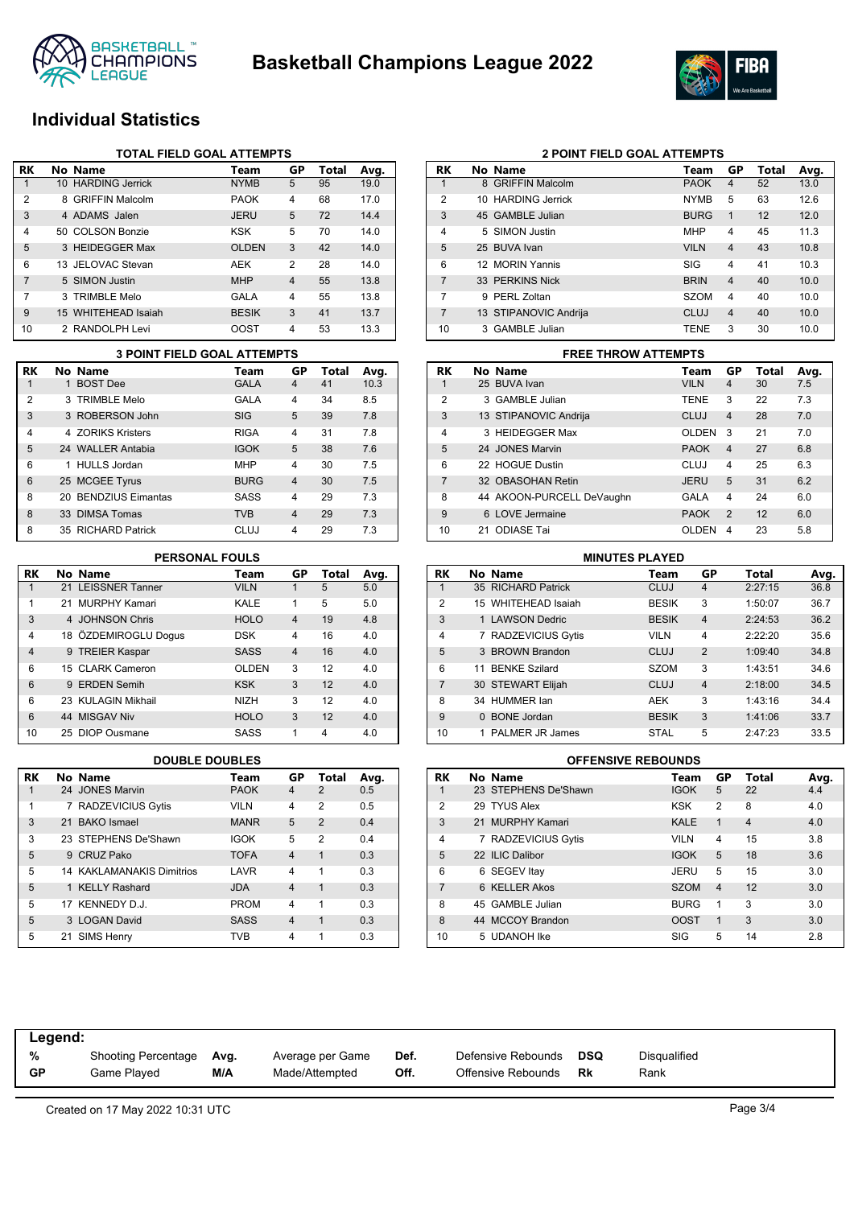# Basketball Champions League 2022

## Individual Statistics

### TOTAL FIELD GOAL ATTEMPTS

| RK | No | Name | Team | GP | Total | Avg. |
|---|---|---|---|---|---|---|
| 1 | 10 | HARDING Jerrick | NYMB | 5 | 95 | 19.0 |
| 2 | 8 | GRIFFIN Malcolm | PAOK | 4 | 68 | 17.0 |
| 3 | 4 | ADAMS Jalen | JERU | 5 | 72 | 14.4 |
| 4 | 50 | COLSON Bonzie | KSK | 5 | 70 | 14.0 |
| 5 | 3 | HEIDEGGER Max | OLDEN | 3 | 42 | 14.0 |
| 6 | 13 | JELOVAC Stevan | AEK | 2 | 28 | 14.0 |
| 7 | 5 | SIMON Justin | MHP | 4 | 55 | 13.8 |
| 7 | 3 | TRIMBLE Melo | GALA | 4 | 55 | 13.8 |
| 9 | 15 | WHITEHEAD Isaiah | BESIK | 3 | 41 | 13.7 |
| 10 | 2 | RANDOLPH Levi | OOST | 4 | 53 | 13.3 |

### 2 POINT FIELD GOAL ATTEMPTS

| RK | No | Name | Team | GP | Total | Avg. |
|---|---|---|---|---|---|---|
| 1 | 8 | GRIFFIN Malcolm | PAOK | 4 | 52 | 13.0 |
| 2 | 10 | HARDING Jerrick | NYMB | 5 | 63 | 12.6 |
| 3 | 45 | GAMBLE Julian | BURG | 1 | 12 | 12.0 |
| 4 | 5 | SIMON Justin | MHP | 4 | 45 | 11.3 |
| 5 | 25 | BUVA Ivan | VILN | 4 | 43 | 10.8 |
| 6 | 12 | MORIN Yannis | SIG | 4 | 41 | 10.3 |
| 7 | 33 | PERKINS Nick | BRIN | 4 | 40 | 10.0 |
| 7 | 9 | PERL Zoltan | SZOM | 4 | 40 | 10.0 |
| 7 | 13 | STIPANOVIC Andrija | CLUJ | 4 | 40 | 10.0 |
| 10 | 3 | GAMBLE Julian | TENE | 3 | 30 | 10.0 |

### 3 POINT FIELD GOAL ATTEMPTS

| RK | No | Name | Team | GP | Total | Avg. |
|---|---|---|---|---|---|---|
| 1 | 1 | BOST Dee | GALA | 4 | 41 | 10.3 |
| 2 | 3 | TRIMBLE Melo | GALA | 4 | 34 | 8.5 |
| 3 | 3 | ROBERSON John | SIG | 5 | 39 | 7.8 |
| 4 | 4 | ZORIKS Kristers | RIGA | 4 | 31 | 7.8 |
| 5 | 24 | WALLER Antabia | IGOK | 5 | 38 | 7.6 |
| 6 | 1 | HULLS Jordan | MHP | 4 | 30 | 7.5 |
| 6 | 25 | MCGEE Tyrus | BURG | 4 | 30 | 7.5 |
| 8 | 20 | BENDZIUS Eimantas | SASS | 4 | 29 | 7.3 |
| 8 | 33 | DIMSA Tomas | TVB | 4 | 29 | 7.3 |
| 8 | 35 | RICHARD Patrick | CLUJ | 4 | 29 | 7.3 |

### FREE THROW ATTEMPTS

| RK | No | Name | Team | GP | Total | Avg. |
|---|---|---|---|---|---|---|
| 1 | 25 | BUVA Ivan | VILN | 4 | 30 | 7.5 |
| 2 | 3 | GAMBLE Julian | TENE | 3 | 22 | 7.3 |
| 3 | 13 | STIPANOVIC Andrija | CLUJ | 4 | 28 | 7.0 |
| 4 | 3 | HEIDEGGER Max | OLDEN | 3 | 21 | 7.0 |
| 5 | 24 | JONES Marvin | PAOK | 4 | 27 | 6.8 |
| 6 | 22 | HOGUE Dustin | CLUJ | 4 | 25 | 6.3 |
| 7 | 32 | OBASOHAN Retin | JERU | 5 | 31 | 6.2 |
| 8 | 44 | AKOON-PURCELL DeVaughn | GALA | 4 | 24 | 6.0 |
| 9 | 6 | LOVE Jermaine | PAOK | 2 | 12 | 6.0 |
| 10 | 21 | ODIASE Tai | OLDEN | 4 | 23 | 5.8 |

### PERSONAL FOULS

| RK | No | Name | Team | GP | Total | Avg. |
|---|---|---|---|---|---|---|
| 1 | 21 | LEISSNER Tanner | VILN | 1 | 5 | 5.0 |
| 1 | 21 | MURPHY Kamari | KALE | 1 | 5 | 5.0 |
| 3 | 4 | JOHNSON Chris | HOLO | 4 | 19 | 4.8 |
| 4 | 18 | ÖZDEMIROGLU Dogus | DSK | 4 | 16 | 4.0 |
| 4 | 9 | TREIER Kaspar | SASS | 4 | 16 | 4.0 |
| 6 | 15 | CLARK Cameron | OLDEN | 3 | 12 | 4.0 |
| 6 | 9 | ERDEN Semih | KSK | 3 | 12 | 4.0 |
| 6 | 23 | KULAGIN Mikhail | NIZH | 3 | 12 | 4.0 |
| 6 | 44 | MISGAV Niv | HOLO | 3 | 12 | 4.0 |
| 10 | 25 | DIOP Ousmane | SASS | 1 | 4 | 4.0 |

### MINUTES PLAYED

| RK | No | Name | Team | GP | Total | Avg. |
|---|---|---|---|---|---|---|
| 1 | 35 | RICHARD Patrick | CLUJ | 4 | 2:27:15 | 36.8 |
| 2 | 15 | WHITEHEAD Isaiah | BESIK | 3 | 1:50:07 | 36.7 |
| 3 | 1 | LAWSON Dedric | BESIK | 4 | 2:24:53 | 36.2 |
| 4 | 7 | RADZEVICIUS Gytis | VILN | 4 | 2:22:20 | 35.6 |
| 5 | 3 | BROWN Brandon | CLUJ | 2 | 1:09:40 | 34.8 |
| 6 | 11 | BENKE Szilard | SZOM | 3 | 1:43:51 | 34.6 |
| 7 | 30 | STEWART Elijah | CLUJ | 4 | 2:18:00 | 34.5 |
| 8 | 34 | HUMMER Ian | AEK | 3 | 1:43:16 | 34.4 |
| 9 | 0 | BONE Jordan | BESIK | 3 | 1:41:06 | 33.7 |
| 10 | 1 | PALMER JR James | STAL | 5 | 2:47:23 | 33.5 |

### DOUBLE DOUBLES

| RK | No | Name | Team | GP | Total | Avg. |
|---|---|---|---|---|---|---|
| 1 | 24 | JONES Marvin | PAOK | 4 | 2 | 0.5 |
| 1 | 7 | RADZEVICIUS Gytis | VILN | 4 | 2 | 0.5 |
| 3 | 21 | BAKO Ismael | MANR | 5 | 2 | 0.4 |
| 3 | 23 | STEPHENS De'Shawn | IGOK | 5 | 2 | 0.4 |
| 5 | 9 | CRUZ Pako | TOFA | 4 | 1 | 0.3 |
| 5 | 14 | KAKLAMANAKIS Dimitrios | LAVR | 4 | 1 | 0.3 |
| 5 | 1 | KELLY Rashard | JDA | 4 | 1 | 0.3 |
| 5 | 17 | KENNEDY D.J. | PROM | 4 | 1 | 0.3 |
| 5 | 3 | LOGAN David | SASS | 4 | 1 | 0.3 |
| 5 | 21 | SIMS Henry | TVB | 4 | 1 | 0.3 |

### OFFENSIVE REBOUNDS

| RK | No | Name | Team | GP | Total | Avg. |
|---|---|---|---|---|---|---|
| 1 | 23 | STEPHENS De'Shawn | IGOK | 5 | 22 | 4.4 |
| 2 | 29 | TYUS Alex | KSK | 2 | 8 | 4.0 |
| 3 | 21 | MURPHY Kamari | KALE | 1 | 4 | 4.0 |
| 4 | 7 | RADZEVICIUS Gytis | VILN | 4 | 15 | 3.8 |
| 5 | 22 | ILIC Dalibor | IGOK | 5 | 18 | 3.6 |
| 6 | 6 | SEGEV Itay | JERU | 5 | 15 | 3.0 |
| 7 | 6 | KELLER Akos | SZOM | 4 | 12 | 3.0 |
| 8 | 45 | GAMBLE Julian | BURG | 1 | 3 | 3.0 |
| 8 | 44 | MCCOY Brandon | OOST | 1 | 3 | 3.0 |
| 10 | 5 | UDANOH Ike | SIG | 5 | 14 | 2.8 |

**Legend:**

| | | | | | | | |
|---|---|---|---|---|---|---|---|
| **%** | Shooting Percentage | **Avg.** | Average per Game | **Def.** | Defensive Rebounds | **DSQ** | Disqualified |
| **GP** | Game Played | **M/A** | Made/Attempted | **Off.** | Offensive Rebounds | **Rk** | Rank |

Created on 17 May 2022 10:31 UTC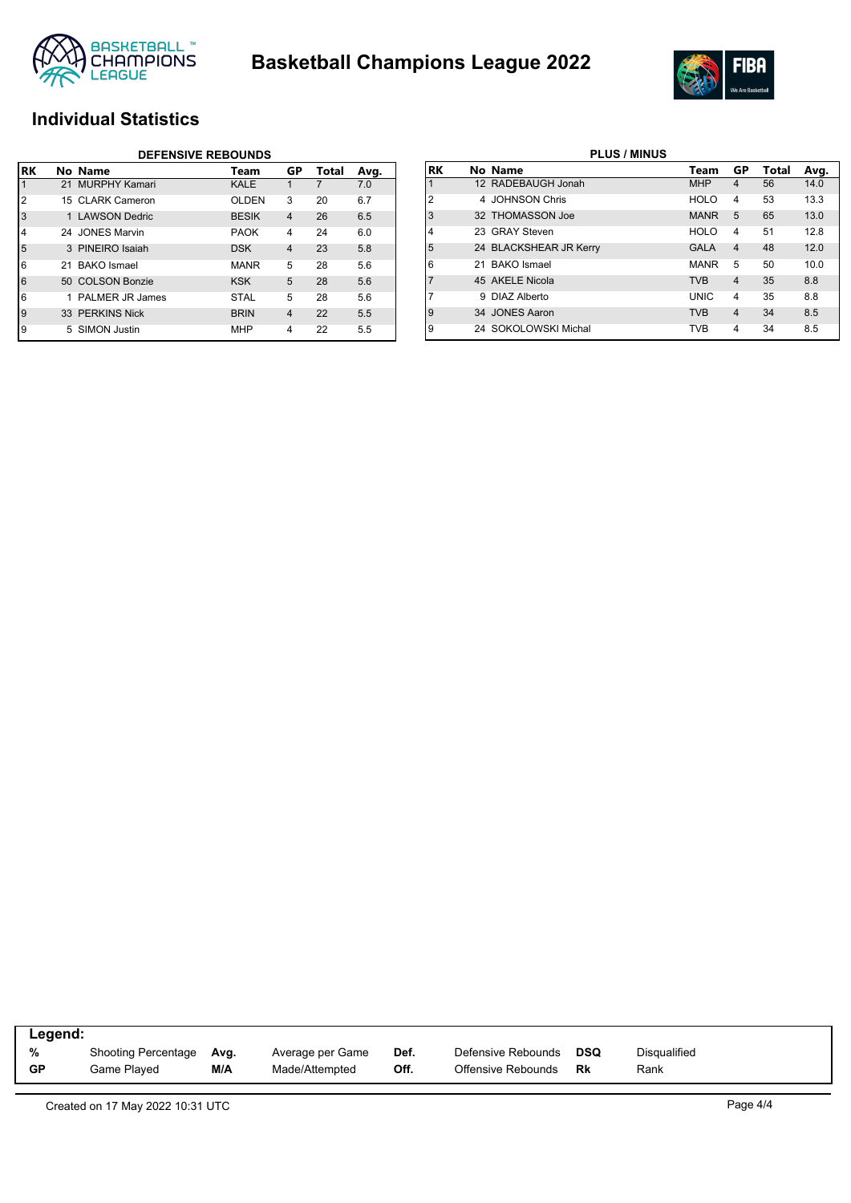# Basketball Champions League 2022

## Individual Statistics

### DEFENSIVE REBOUNDS

| RK | No | Name | Team | GP | Total | Avg. |
|---|---|---|---|---|---|---|
| 1 | 21 | MURPHY Kamari | KALE | 1 | 7 | 7.0 |
| 2 | 15 | CLARK Cameron | OLDEN | 3 | 20 | 6.7 |
| 3 | 1 | LAWSON Dedric | BESIK | 4 | 26 | 6.5 |
| 4 | 24 | JONES Marvin | PAOK | 4 | 24 | 6.0 |
| 5 | 3 | PINEIRO Isaiah | DSK | 4 | 23 | 5.8 |
| 6 | 21 | BAKO Ismael | MANR | 5 | 28 | 5.6 |
| 6 | 50 | COLSON Bonzie | KSK | 5 | 28 | 5.6 |
| 6 | 1 | PALMER JR James | STAL | 5 | 28 | 5.6 |
| 9 | 33 | PERKINS Nick | BRIN | 4 | 22 | 5.5 |
| 9 | 5 | SIMON Justin | MHP | 4 | 22 | 5.5 |

### PLUS / MINUS

| RK | No | Name | Team | GP | Total | Avg. |
|---|---|---|---|---|---|---|
| 1 | 12 | RADEBAUGH Jonah | MHP | 4 | 56 | 14.0 |
| 2 | 4 | JOHNSON Chris | HOLO | 4 | 53 | 13.3 |
| 3 | 32 | THOMASSON Joe | MANR | 5 | 65 | 13.0 |
| 4 | 23 | GRAY Steven | HOLO | 4 | 51 | 12.8 |
| 5 | 24 | BLACKSHEAR JR Kerry | GALA | 4 | 48 | 12.0 |
| 6 | 21 | BAKO Ismael | MANR | 5 | 50 | 10.0 |
| 7 | 45 | AKELE Nicola | TVB | 4 | 35 | 8.8 |
| 7 | 9 | DIAZ Alberto | UNIC | 4 | 35 | 8.8 |
| 9 | 34 | JONES Aaron | TVB | 4 | 34 | 8.5 |
| 9 | 24 | SOKOLOWSKI Michal | TVB | 4 | 34 | 8.5 |

**Legend:**

| | | | | | | | |
|---|---|---|---|---|---|---|---|
| **%** | Shooting Percentage | **Avg.** | Average per Game | **Def.** | Defensive Rebounds | **DSQ** | Disqualified |
| **GP** | Game Played | **M/A** | Made/Attempted | **Off.** | Offensive Rebounds | **Rk** | Rank |

Created on 17 May 2022 10:31 UTC